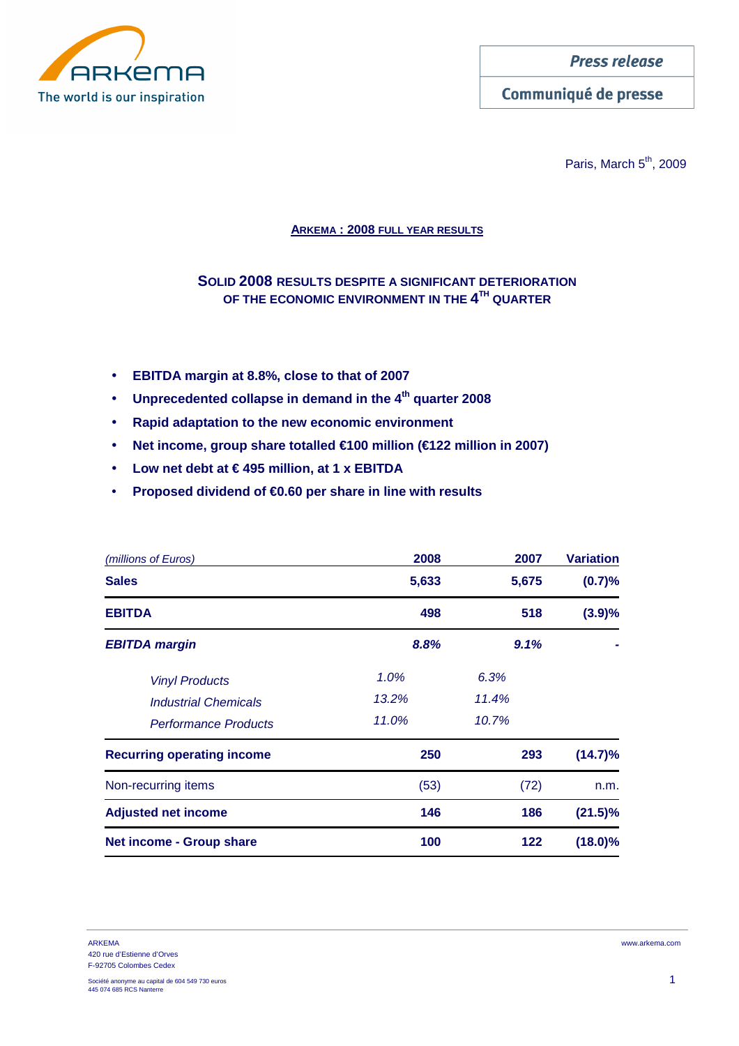Press release

Communiqué de presse

Paris, March 5th, 2009

## ARKEMA : 2008 FULL YEAR RESULTS

## SOLID 2008 RESULTS DESPITE A SIGNIFICANT DETERIORATION OF THE ECONOMIC ENVIRONMENT IN THE 4TH QUARTER

- **EBITDA margin at 8.8%, close to that of 2007**
- **Unprecedented collapse in demand in the 4th quarter 2008**
- **Rapid adaptation to the new economic environment**
- **Net income, group share totalled €100 million (€122 million in 2007)**
- **Low net debt at € 495 million, at 1 x EBITDA**
- **Proposed dividend of €0.60 per share in line with results**

| *(millions of Euros)* | 2008 | 2007 | Variation |
|---|---|---|---|
| **Sales** | **5,633** | **5,675** | **(0.7)%** |
| **EBITDA** | **498** | **518** | **(3.9)%** |
| ***EBITDA margin*** | ***8.8%*** | ***9.1%*** | **-** |
| *Vinyl Products* | *1.0%* | *6.3%* | |
| *Industrial Chemicals* | *13.2%* | *11.4%* | |
| *Performance Products* | *11.0%* | *10.7%* | |
| **Recurring operating income** | **250** | **293** | **(14.7)%** |
| Non-recurring items | (53) | (72) | n.m. |
| **Adjusted net income** | **146** | **186** | **(21.5)%** |
| **Net income - Group share** | **100** | **122** | **(18.0)%** |

ARKEMA
420 rue d'Estienne d'Orves
F-92705 Colombes Cedex

Société anonyme au capital de 604 549 730 euros
445 074 685 RCS Nanterre

www.arkema.com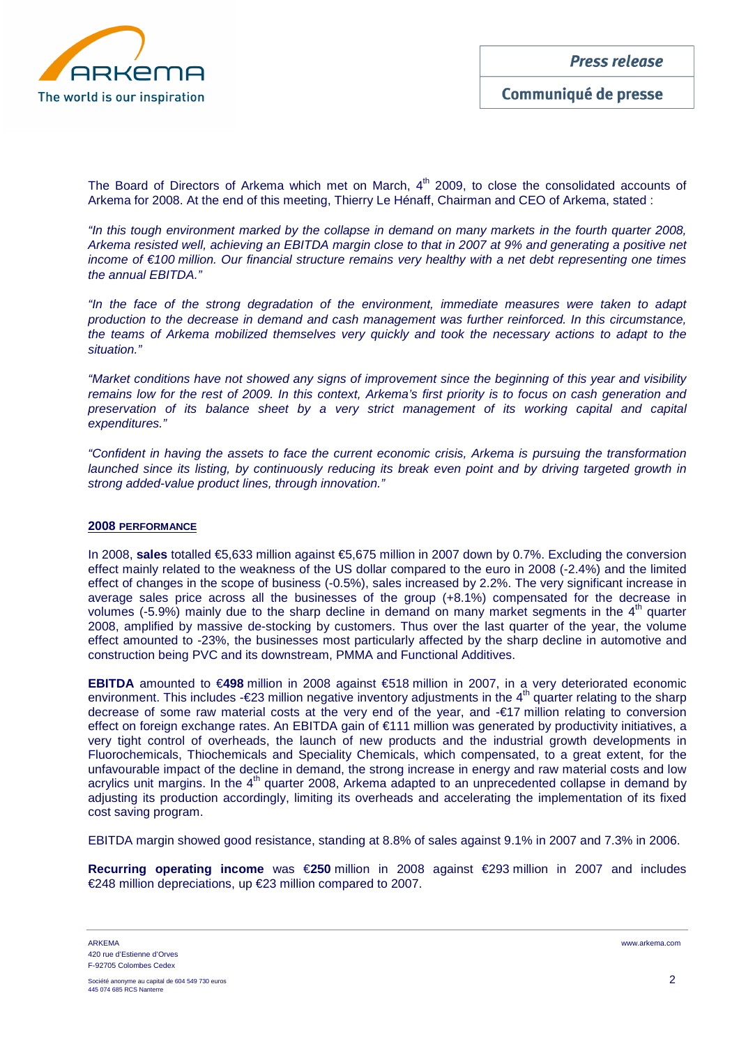The Board of Directors of Arkema which met on March, 4th 2009, to close the consolidated accounts of Arkema for 2008. At the end of this meeting, Thierry Le Hénaff, Chairman and CEO of Arkema, stated :

*"In this tough environment marked by the collapse in demand on many markets in the fourth quarter 2008, Arkema resisted well, achieving an EBITDA margin close to that in 2007 at 9% and generating a positive net income of €100 million. Our financial structure remains very healthy with a net debt representing one times the annual EBITDA."*

*"In the face of the strong degradation of the environment, immediate measures were taken to adapt production to the decrease in demand and cash management was further reinforced. In this circumstance, the teams of Arkema mobilized themselves very quickly and took the necessary actions to adapt to the situation."*

*"Market conditions have not showed any signs of improvement since the beginning of this year and visibility remains low for the rest of 2009. In this context, Arkema's first priority is to focus on cash generation and preservation of its balance sheet by a very strict management of its working capital and capital expenditures."*

*"Confident in having the assets to face the current economic crisis, Arkema is pursuing the transformation launched since its listing, by continuously reducing its break even point and by driving targeted growth in strong added-value product lines, through innovation."*

## 2008 PERFORMANCE

In 2008, **sales** totalled €5,633 million against €5,675 million in 2007 down by 0.7%. Excluding the conversion effect mainly related to the weakness of the US dollar compared to the euro in 2008 (-2.4%) and the limited effect of changes in the scope of business (-0.5%), sales increased by 2.2%. The very significant increase in average sales price across all the businesses of the group (+8.1%) compensated for the decrease in volumes (-5.9%) mainly due to the sharp decline in demand on many market segments in the 4th quarter 2008, amplified by massive de-stocking by customers. Thus over the last quarter of the year, the volume effect amounted to -23%, the businesses most particularly affected by the sharp decline in automotive and construction being PVC and its downstream, PMMA and Functional Additives.

**EBITDA** amounted to €**498** million in 2008 against €518 million in 2007, in a very deteriorated economic environment. This includes -€23 million negative inventory adjustments in the 4th quarter relating to the sharp decrease of some raw material costs at the very end of the year, and -€17 million relating to conversion effect on foreign exchange rates. An EBITDA gain of €111 million was generated by productivity initiatives, a very tight control of overheads, the launch of new products and the industrial growth developments in Fluorochemicals, Thiochemicals and Speciality Chemicals, which compensated, to a great extent, for the unfavourable impact of the decline in demand, the strong increase in energy and raw material costs and low acrylics unit margins. In the 4th quarter 2008, Arkema adapted to an unprecedented collapse in demand by adjusting its production accordingly, limiting its overheads and accelerating the implementation of its fixed cost saving program.

EBITDA margin showed good resistance, standing at 8.8% of sales against 9.1% in 2007 and 7.3% in 2006.

**Recurring operating income** was €**250** million in 2008 against €293 million in 2007 and includes €248 million depreciations, up €23 million compared to 2007.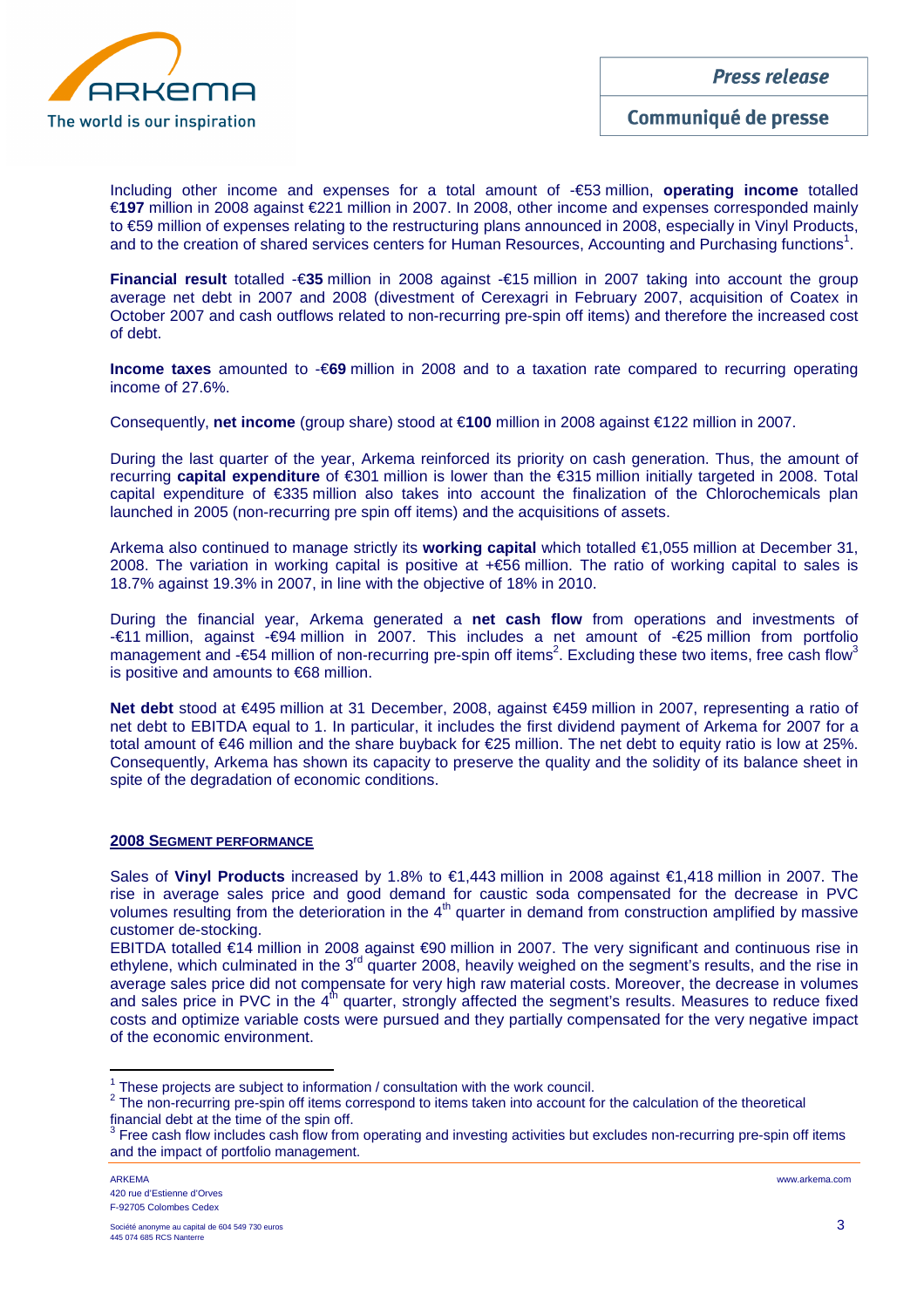Including other income and expenses for a total amount of -€53 million, **operating income** totalled €**197** million in 2008 against €221 million in 2007. In 2008, other income and expenses corresponded mainly to €59 million of expenses relating to the restructuring plans announced in 2008, especially in Vinyl Products, and to the creation of shared services centers for Human Resources, Accounting and Purchasing functions[1].

**Financial result** totalled -€**35** million in 2008 against -€15 million in 2007 taking into account the group average net debt in 2007 and 2008 (divestment of Cerexagri in February 2007, acquisition of Coatex in October 2007 and cash outflows related to non-recurring pre-spin off items) and therefore the increased cost of debt.

**Income taxes** amounted to -€**69** million in 2008 and to a taxation rate compared to recurring operating income of 27.6%.

Consequently, **net income** (group share) stood at €**100** million in 2008 against €122 million in 2007.

During the last quarter of the year, Arkema reinforced its priority on cash generation. Thus, the amount of recurring **capital expenditure** of €301 million is lower than the €315 million initially targeted in 2008. Total capital expenditure of €335 million also takes into account the finalization of the Chlorochemicals plan launched in 2005 (non-recurring pre spin off items) and the acquisitions of assets.

Arkema also continued to manage strictly its **working capital** which totalled €1,055 million at December 31, 2008. The variation in working capital is positive at +€56 million. The ratio of working capital to sales is 18.7% against 19.3% in 2007, in line with the objective of 18% in 2010.

During the financial year, Arkema generated a **net cash flow** from operations and investments of -€11 million, against -€94 million in 2007. This includes a net amount of -€25 million from portfolio management and -€54 million of non-recurring pre-spin off items[2]. Excluding these two items, free cash flow[3] is positive and amounts to €68 million.

**Net debt** stood at €495 million at 31 December, 2008, against €459 million in 2007, representing a ratio of net debt to EBITDA equal to 1. In particular, it includes the first dividend payment of Arkema for 2007 for a total amount of €46 million and the share buyback for €25 million. The net debt to equity ratio is low at 25%. Consequently, Arkema has shown its capacity to preserve the quality and the solidity of its balance sheet in spite of the degradation of economic conditions.

## 2008 SEGMENT PERFORMANCE

Sales of **Vinyl Products** increased by 1.8% to €1,443 million in 2008 against €1,418 million in 2007. The rise in average sales price and good demand for caustic soda compensated for the decrease in PVC volumes resulting from the deterioration in the 4th quarter in demand from construction amplified by massive customer de-stocking.

EBITDA totalled €14 million in 2008 against €90 million in 2007. The very significant and continuous rise in ethylene, which culminated in the 3rd quarter 2008, heavily weighed on the segment's results, and the rise in average sales price did not compensate for very high raw material costs. Moreover, the decrease in volumes and sales price in PVC in the 4th quarter, strongly affected the segment's results. Measures to reduce fixed costs and optimize variable costs were pursued and they partially compensated for the very negative impact of the economic environment.

---

[1] These projects are subject to information / consultation with the work council.

[2] The non-recurring pre-spin off items correspond to items taken into account for the calculation of the theoretical financial debt at the time of the spin off.

[3] Free cash flow includes cash flow from operating and investing activities but excludes non-recurring pre-spin off items and the impact of portfolio management.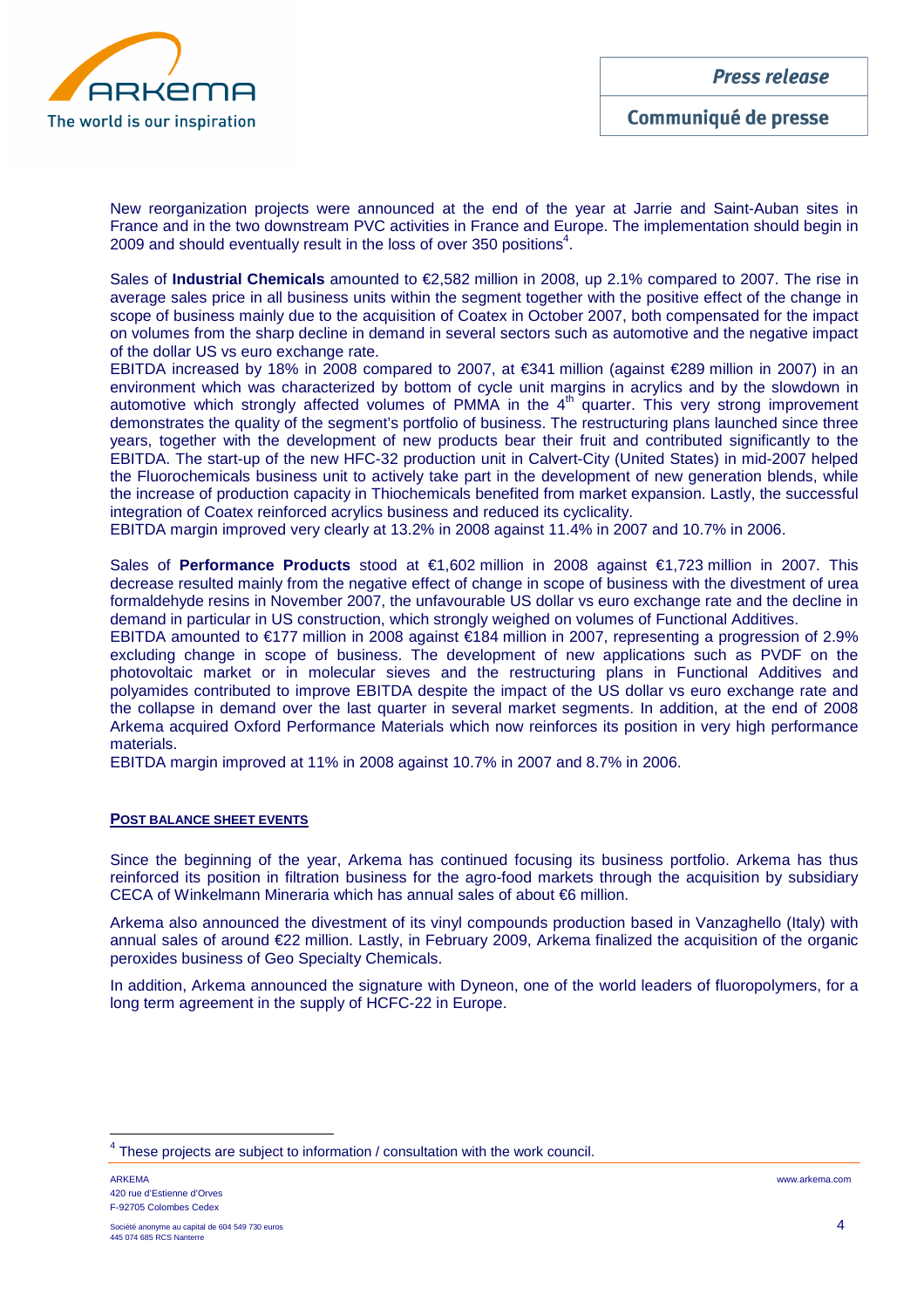New reorganization projects were announced at the end of the year at Jarrie and Saint-Auban sites in France and in the two downstream PVC activities in France and Europe. The implementation should begin in 2009 and should eventually result in the loss of over 350 positions[4].

Sales of **Industrial Chemicals** amounted to €2,582 million in 2008, up 2.1% compared to 2007. The rise in average sales price in all business units within the segment together with the positive effect of the change in scope of business mainly due to the acquisition of Coatex in October 2007, both compensated for the impact on volumes from the sharp decline in demand in several sectors such as automotive and the negative impact of the dollar US vs euro exchange rate.
EBITDA increased by 18% in 2008 compared to 2007, at €341 million (against €289 million in 2007) in an environment which was characterized by bottom of cycle unit margins in acrylics and by the slowdown in automotive which strongly affected volumes of PMMA in the 4th quarter. This very strong improvement demonstrates the quality of the segment's portfolio of business. The restructuring plans launched since three years, together with the development of new products bear their fruit and contributed significantly to the EBITDA. The start-up of the new HFC-32 production unit in Calvert-City (United States) in mid-2007 helped the Fluorochemicals business unit to actively take part in the development of new generation blends, while the increase of production capacity in Thiochemicals benefited from market expansion. Lastly, the successful integration of Coatex reinforced acrylics business and reduced its cyclicality.
EBITDA margin improved very clearly at 13.2% in 2008 against 11.4% in 2007 and 10.7% in 2006.

Sales of **Performance Products** stood at €1,602 million in 2008 against €1,723 million in 2007. This decrease resulted mainly from the negative effect of change in scope of business with the divestment of urea formaldehyde resins in November 2007, the unfavourable US dollar vs euro exchange rate and the decline in demand in particular in US construction, which strongly weighed on volumes of Functional Additives.
EBITDA amounted to €177 million in 2008 against €184 million in 2007, representing a progression of 2.9% excluding change in scope of business. The development of new applications such as PVDF on the photovoltaic market or in molecular sieves and the restructuring plans in Functional Additives and polyamides contributed to improve EBITDA despite the impact of the US dollar vs euro exchange rate and the collapse in demand over the last quarter in several market segments. In addition, at the end of 2008 Arkema acquired Oxford Performance Materials which now reinforces its position in very high performance materials.
EBITDA margin improved at 11% in 2008 against 10.7% in 2007 and 8.7% in 2006.

## POST BALANCE SHEET EVENTS

Since the beginning of the year, Arkema has continued focusing its business portfolio. Arkema has thus reinforced its position in filtration business for the agro-food markets through the acquisition by subsidiary CECA of Winkelmann Mineraria which has annual sales of about €6 million.

Arkema also announced the divestment of its vinyl compounds production based in Vanzaghello (Italy) with annual sales of around €22 million. Lastly, in February 2009, Arkema finalized the acquisition of the organic peroxides business of Geo Specialty Chemicals.

In addition, Arkema announced the signature with Dyneon, one of the world leaders of fluoropolymers, for a long term agreement in the supply of HCFC-22 in Europe.

[4] These projects are subject to information / consultation with the work council.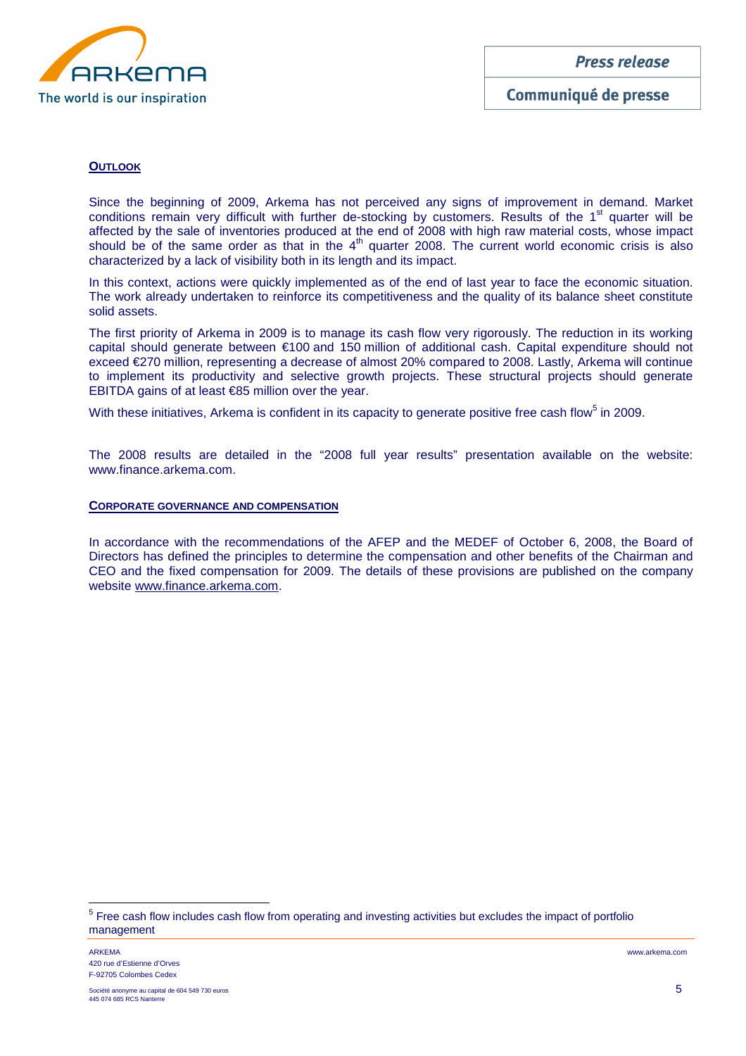## OUTLOOK

Since the beginning of 2009, Arkema has not perceived any signs of improvement in demand. Market conditions remain very difficult with further de-stocking by customers. Results of the 1st quarter will be affected by the sale of inventories produced at the end of 2008 with high raw material costs, whose impact should be of the same order as that in the 4th quarter 2008. The current world economic crisis is also characterized by a lack of visibility both in its length and its impact.

In this context, actions were quickly implemented as of the end of last year to face the economic situation. The work already undertaken to reinforce its competitiveness and the quality of its balance sheet constitute solid assets.

The first priority of Arkema in 2009 is to manage its cash flow very rigorously. The reduction in its working capital should generate between €100 and 150 million of additional cash. Capital expenditure should not exceed €270 million, representing a decrease of almost 20% compared to 2008. Lastly, Arkema will continue to implement its productivity and selective growth projects. These structural projects should generate EBITDA gains of at least €85 million over the year.

With these initiatives, Arkema is confident in its capacity to generate positive free cash flow[5] in 2009.

The 2008 results are detailed in the "2008 full year results" presentation available on the website: www.finance.arkema.com.

## CORPORATE GOVERNANCE AND COMPENSATION

In accordance with the recommendations of the AFEP and the MEDEF of October 6, 2008, the Board of Directors has defined the principles to determine the compensation and other benefits of the Chairman and CEO and the fixed compensation for 2009. The details of these provisions are published on the company website www.finance.arkema.com.

[5] Free cash flow includes cash flow from operating and investing activities but excludes the impact of portfolio management

ARKEMA
420 rue d'Estienne d'Orves
F-92705 Colombes Cedex

Société anonyme au capital de 604 549 730 euros
445 074 685 RCS Nanterre

www.arkema.com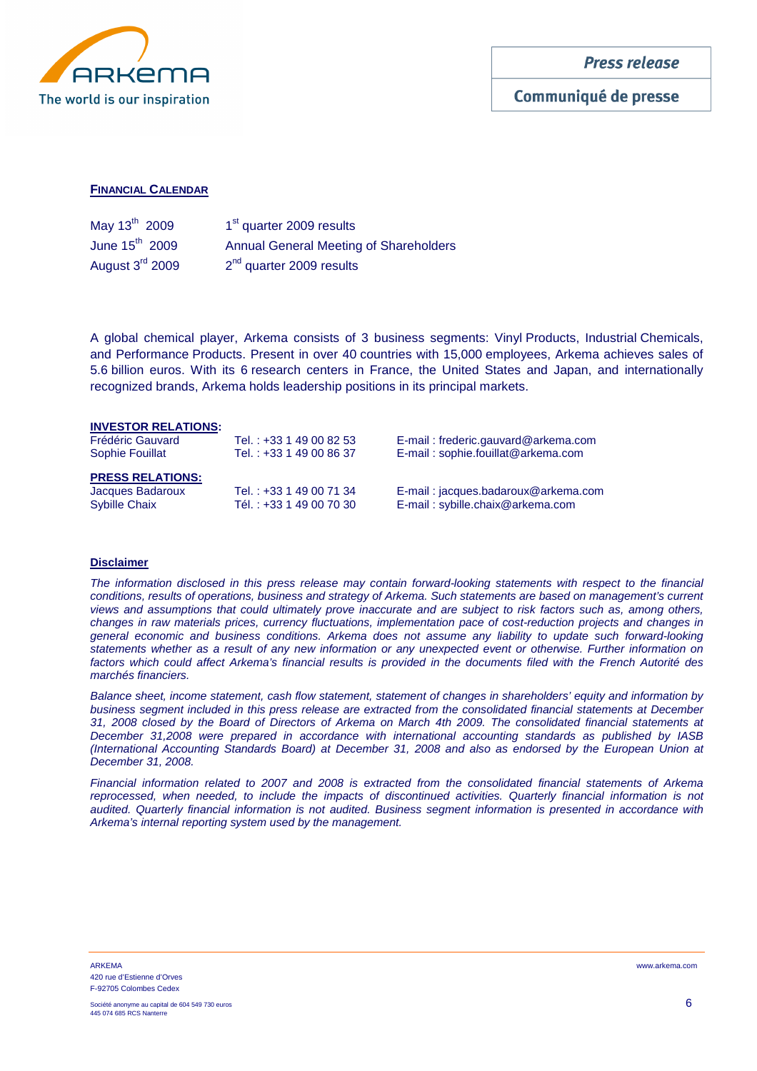## FINANCIAL CALENDAR

| | |
|---|---|
| May 13th 2009 | 1st quarter 2009 results |
| June 15th 2009 | Annual General Meeting of Shareholders |
| August 3rd 2009 | 2nd quarter 2009 results |

A global chemical player, Arkema consists of 3 business segments: Vinyl Products, Industrial Chemicals, and Performance Products. Present in over 40 countries with 15,000 employees, Arkema achieves sales of 5.6 billion euros. With its 6 research centers in France, the United States and Japan, and internationally recognized brands, Arkema holds leadership positions in its principal markets.

**INVESTOR RELATIONS:**

| | | |
|---|---|---|
| Frédéric Gauvard | Tel. : +33 1 49 00 82 53 | E-mail : frederic.gauvard@arkema.com |
| Sophie Fouillat | Tel. : +33 1 49 00 86 37 | E-mail : sophie.fouillat@arkema.com |

**PRESS RELATIONS:**

| | | |
|---|---|---|
| Jacques Badaroux | Tel. : +33 1 49 00 71 34 | E-mail : jacques.badaroux@arkema.com |
| Sybille Chaix | Tél. : +33 1 49 00 70 30 | E-mail : sybille.chaix@arkema.com |

**Disclaimer**

*The information disclosed in this press release may contain forward-looking statements with respect to the financial conditions, results of operations, business and strategy of Arkema. Such statements are based on management's current views and assumptions that could ultimately prove inaccurate and are subject to risk factors such as, among others, changes in raw materials prices, currency fluctuations, implementation pace of cost-reduction projects and changes in general economic and business conditions. Arkema does not assume any liability to update such forward-looking statements whether as a result of any new information or any unexpected event or otherwise. Further information on factors which could affect Arkema's financial results is provided in the documents filed with the French Autorité des marchés financiers.*

*Balance sheet, income statement, cash flow statement, statement of changes in shareholders' equity and information by business segment included in this press release are extracted from the consolidated financial statements at December 31, 2008 closed by the Board of Directors of Arkema on March 4th 2009. The consolidated financial statements at December 31,2008 were prepared in accordance with international accounting standards as published by IASB (International Accounting Standards Board) at December 31, 2008 and also as endorsed by the European Union at December 31, 2008.*

*Financial information related to 2007 and 2008 is extracted from the consolidated financial statements of Arkema reprocessed, when needed, to include the impacts of discontinued activities. Quarterly financial information is not audited. Quarterly financial information is not audited. Business segment information is presented in accordance with Arkema's internal reporting system used by the management.*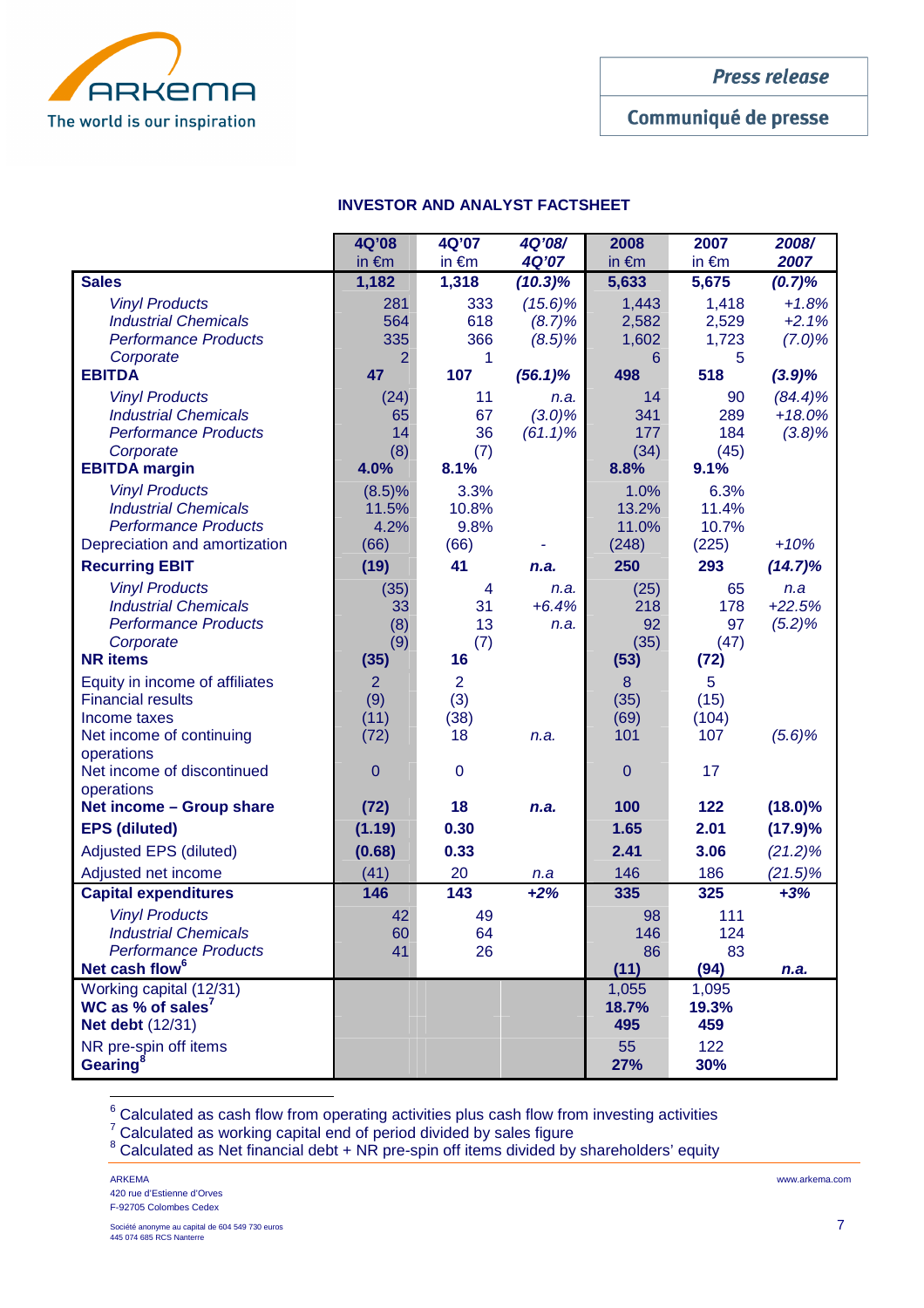Press release

Communiqué de presse

## INVESTOR AND ANALYST FACTSHEET

| | 4Q'08 in €m | 4Q'07 in €m | *4Q'08/ 4Q'07* | 2008 in €m | 2007 in €m | *2008/ 2007* |
|---|---|---|---|---|---|---|
| **Sales** | **1,182** | **1,318** | ***(10.3)%*** | **5,633** | **5,675** | ***(0.7)%*** |
| *Vinyl Products* | 281 | 333 | *(15.6)%* | 1,443 | 1,418 | *+1.8%* |
| *Industrial Chemicals* | 564 | 618 | *(8.7)%* | 2,582 | 2,529 | *+2.1%* |
| *Performance Products* | 335 | 366 | *(8.5)%* | 1,602 | 1,723 | *(7.0)%* |
| *Corporate* | 2 | 1 | | 6 | 5 | |
| **EBITDA** | **47** | **107** | ***(56.1)%*** | **498** | **518** | ***(3.9)%*** |
| *Vinyl Products* | (24) | 11 | *n.a.* | 14 | 90 | *(84.4)%* |
| *Industrial Chemicals* | 65 | 67 | *(3.0)%* | 341 | 289 | *+18.0%* |
| *Performance Products* | 14 | 36 | *(61.1)%* | 177 | 184 | *(3.8)%* |
| *Corporate* | (8) | (7) | | (34) | (45) | |
| **EBITDA margin** | **4.0%** | **8.1%** | | **8.8%** | **9.1%** | |
| *Vinyl Products* | (8.5)% | 3.3% | | 1.0% | 6.3% | |
| *Industrial Chemicals* | 11.5% | 10.8% | | 13.2% | 11.4% | |
| *Performance Products* | 4.2% | 9.8% | | 11.0% | 10.7% | |
| Depreciation and amortization | (66) | (66) | - | (248) | (225) | *+10%* |
| **Recurring EBIT** | **(19)** | **41** | ***n.a.*** | **250** | **293** | ***(14.7)%*** |
| *Vinyl Products* | (35) | 4 | *n.a.* | (25) | 65 | *n.a* |
| *Industrial Chemicals* | 33 | 31 | *+6.4%* | 218 | 178 | *+22.5%* |
| *Performance Products* | (8) | 13 | *n.a.* | 92 | 97 | *(5.2)%* |
| *Corporate* | (9) | (7) | | (35) | (47) | |
| **NR items** | **(35)** | **16** | | **(53)** | **(72)** | |
| Equity in income of affiliates | 2 | 2 | | 8 | 5 | |
| Financial results | (9) | (3) | | (35) | (15) | |
| Income taxes | (11) | (38) | | (69) | (104) | |
| Net income of continuing operations | (72) | 18 | *n.a.* | 101 | 107 | *(5.6)%* |
| Net income of discontinued operations | 0 | 0 | | 0 | 17 | |
| **Net income – Group share** | **(72)** | **18** | ***n.a.*** | **100** | **122** | **(18.0)%** |
| **EPS (diluted)** | **(1.19)** | **0.30** | | **1.65** | **2.01** | **(17.9)%** |
| Adjusted EPS (diluted) | **(0.68)** | **0.33** | | **2.41** | **3.06** | *(21.2)%* |
| Adjusted net income | (41) | 20 | *n.a* | 146 | 186 | *(21.5)%* |
| **Capital expenditures** | **146** | **143** | ***+2%*** | **335** | **325** | ***+3%*** |
| *Vinyl Products* | 42 | 49 | | 98 | 111 | |
| *Industrial Chemicals* | 60 | 64 | | 146 | 124 | |
| *Performance Products* | 41 | 26 | | 86 | 83 | |
| **Net cash flow**[6] | | | | **(11)** | **(94)** | ***n.a.*** |
| Working capital (12/31) | | | | 1,055 | 1,095 | |
| **WC as % of sales**[7] | | | | **18.7%** | **19.3%** | |
| **Net debt** (12/31) | | | | **495** | **459** | |
| NR pre-spin off items | | | | 55 | 122 | |
| **Gearing**[8] | | | | **27%** | **30%** | |

[6] Calculated as cash flow from operating activities plus cash flow from investing activities
[7] Calculated as working capital end of period divided by sales figure
[8] Calculated as Net financial debt + NR pre-spin off items divided by shareholders' equity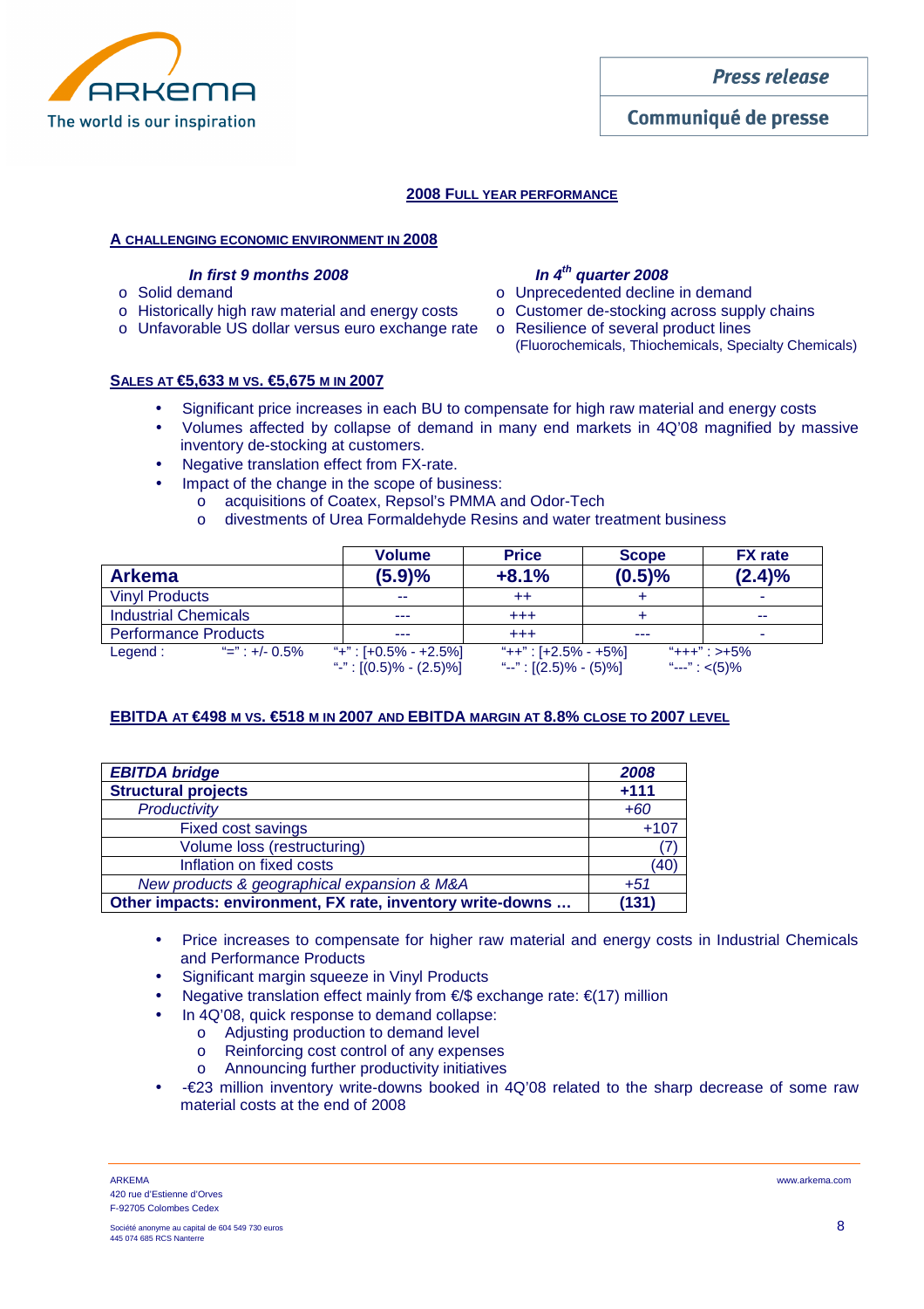## 2008 FULL YEAR PERFORMANCE

### A CHALLENGING ECONOMIC ENVIRONMENT IN 2008

***In first 9 months 2008***

- Solid demand
- Historically high raw material and energy costs
- Unfavorable US dollar versus euro exchange rate

***In 4th quarter 2008***

- Unprecedented decline in demand
- Customer de-stocking across supply chains
- Resilience of several product lines (Fluorochemicals, Thiochemicals, Specialty Chemicals)

### SALES AT €5,633 M VS. €5,675 M IN 2007

- Significant price increases in each BU to compensate for high raw material and energy costs
- Volumes affected by collapse of demand in many end markets in 4Q'08 magnified by massive inventory de-stocking at customers.
- Negative translation effect from FX-rate.
- Impact of the change in the scope of business:
  - acquisitions of Coatex, Repsol's PMMA and Odor-Tech
  - divestments of Urea Formaldehyde Resins and water treatment business

| | Volume | Price | Scope | FX rate |
|---|---|---|---|---|
| **Arkema** | **(5.9)%** | **+8.1%** | **(0.5)%** | **(2.4)%** |
| Vinyl Products | -- | ++ | + | - |
| Industrial Chemicals | --- | +++ | + | -- |
| Performance Products | --- | +++ | --- | - |

Legend : "=" : +/- 0.5% "+" : [+0.5% - +2.5%] "-" : [(0.5)% - (2.5)%] "++" : [+2.5% - +5%] "--" : [(2.5)% - (5)%] "+++" : >+5% "---" : <(5)%

### EBITDA AT €498 M VS. €518 M IN 2007 AND EBITDA MARGIN AT 8.8% CLOSE TO 2007 LEVEL

| ***EBITDA bridge*** | ***2008*** |
|---|---|
| **Structural projects** | **+111** |
| *Productivity* | *+60* |
| Fixed cost savings | +107 |
| Volume loss (restructuring) | (7) |
| Inflation on fixed costs | (40) |
| *New products & geographical expansion & M&A* | *+51* |
| **Other impacts: environment, FX rate, inventory write-downs …** | **(131)** |

- Price increases to compensate for higher raw material and energy costs in Industrial Chemicals and Performance Products
- Significant margin squeeze in Vinyl Products
- Negative translation effect mainly from €/$ exchange rate: €(17) million
- In 4Q'08, quick response to demand collapse:
  - Adjusting production to demand level
  - Reinforcing cost control of any expenses
  - Announcing further productivity initiatives
- -€23 million inventory write-downs booked in 4Q'08 related to the sharp decrease of some raw material costs at the end of 2008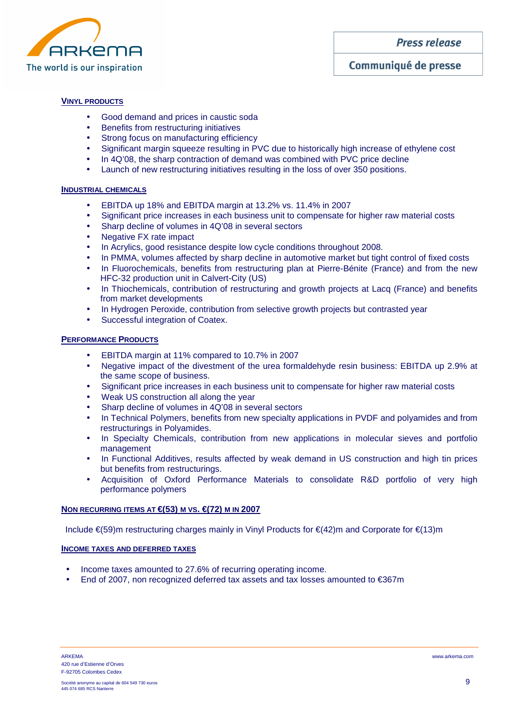## VINYL PRODUCTS

- Good demand and prices in caustic soda
- Benefits from restructuring initiatives
- Strong focus on manufacturing efficiency
- Significant margin squeeze resulting in PVC due to historically high increase of ethylene cost
- In 4Q'08, the sharp contraction of demand was combined with PVC price decline
- Launch of new restructuring initiatives resulting in the loss of over 350 positions.

## INDUSTRIAL CHEMICALS

- EBITDA up 18% and EBITDA margin at 13.2% vs. 11.4% in 2007
- Significant price increases in each business unit to compensate for higher raw material costs
- Sharp decline of volumes in 4Q'08 in several sectors
- Negative FX rate impact
- In Acrylics, good resistance despite low cycle conditions throughout 2008.
- In PMMA, volumes affected by sharp decline in automotive market but tight control of fixed costs
- In Fluorochemicals, benefits from restructuring plan at Pierre-Bénite (France) and from the new HFC-32 production unit in Calvert-City (US)
- In Thiochemicals, contribution of restructuring and growth projects at Lacq (France) and benefits from market developments
- In Hydrogen Peroxide, contribution from selective growth projects but contrasted year
- Successful integration of Coatex.

## PERFORMANCE PRODUCTS

- EBITDA margin at 11% compared to 10.7% in 2007
- Negative impact of the divestment of the urea formaldehyde resin business: EBITDA up 2.9% at the same scope of business.
- Significant price increases in each business unit to compensate for higher raw material costs
- Weak US construction all along the year
- Sharp decline of volumes in 4Q'08 in several sectors
- In Technical Polymers, benefits from new specialty applications in PVDF and polyamides and from restructurings in Polyamides.
- In Specialty Chemicals, contribution from new applications in molecular sieves and portfolio management
- In Functional Additives, results affected by weak demand in US construction and high tin prices but benefits from restructurings.
- Acquisition of Oxford Performance Materials to consolidate R&D portfolio of very high performance polymers

## NON RECURRING ITEMS AT €(53) M VS. €(72) M IN 2007

Include €(59)m restructuring charges mainly in Vinyl Products for €(42)m and Corporate for €(13)m

## INCOME TAXES AND DEFERRED TAXES

- Income taxes amounted to 27.6% of recurring operating income.
- End of 2007, non recognized deferred tax assets and tax losses amounted to €367m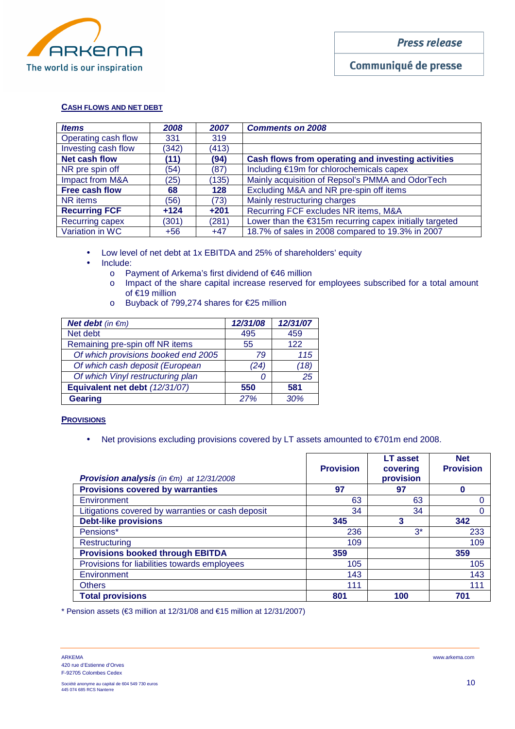## Cash flows and net debt

| *Items* | *2008* | *2007* | *Comments on 2008* |
|---|---|---|---|
| Operating cash flow | 331 | 319 | |
| Investing cash flow | (342) | (413) | |
| **Net cash flow** | **(11)** | **(94)** | **Cash flows from operating and investing activities** |
| NR pre spin off | (54) | (87) | Including €19m for chlorochemicals capex |
| Impact from M&A | (25) | (135) | Mainly acquisition of Repsol's PMMA and OdorTech |
| **Free cash flow** | **68** | **128** | Excluding M&A and NR pre-spin off items |
| NR items | (56) | (73) | Mainly restructuring charges |
| **Recurring FCF** | **+124** | **+201** | Recurring FCF excludes NR items, M&A |
| Recurring capex | (301) | (281) | Lower than the €315m recurring capex initially targeted |
| Variation in WC | +56 | +47 | 18.7% of sales in 2008 compared to 19.3% in 2007 |

- Low level of net debt at 1x EBITDA and 25% of shareholders' equity
- Include:
  - Payment of Arkema's first dividend of €46 million
  - Impact of the share capital increase reserved for employees subscribed for a total amount of €19 million
  - Buyback of 799,274 shares for €25 million

| ***Net debt*** *(in €m)* | *12/31/08* | *12/31/07* |
|---|---|---|
| Net debt | 495 | 459 |
| Remaining pre-spin off NR items | 55 | 122 |
| *Of which provisions booked end 2005* | *79* | *115* |
| *Of which cash deposit (European* | *(24)* | *(18)* |
| *Of which Vinyl restructuring plan* | *0* | *25* |
| **Equivalent net debt** *(12/31/07)* | **550** | **581** |
| **Gearing** | *27%* | *30%* |

## Provisions

- Net provisions excluding provisions covered by LT assets amounted to €701m end 2008.

| ***Provision analysis*** *(in €m) at 12/31/2008* | **Provision** | **LT asset covering provision** | **Net Provision** |
|---|---|---|---|
| **Provisions covered by warranties** | **97** | **97** | **0** |
| Environment | 63 | 63 | 0 |
| Litigations covered by warranties or cash deposit | 34 | 34 | 0 |
| **Debt-like provisions** | **345** | **3** | **342** |
| Pensions* | 236 | 3* | 233 |
| Restructuring | 109 | | 109 |
| **Provisions booked through EBITDA** | **359** | | **359** |
| Provisions for liabilities towards employees | 105 | | 105 |
| Environment | 143 | | 143 |
| Others | 111 | | 111 |
| **Total provisions** | **801** | **100** | **701** |

\* Pension assets (€3 million at 12/31/08 and €15 million at 12/31/2007)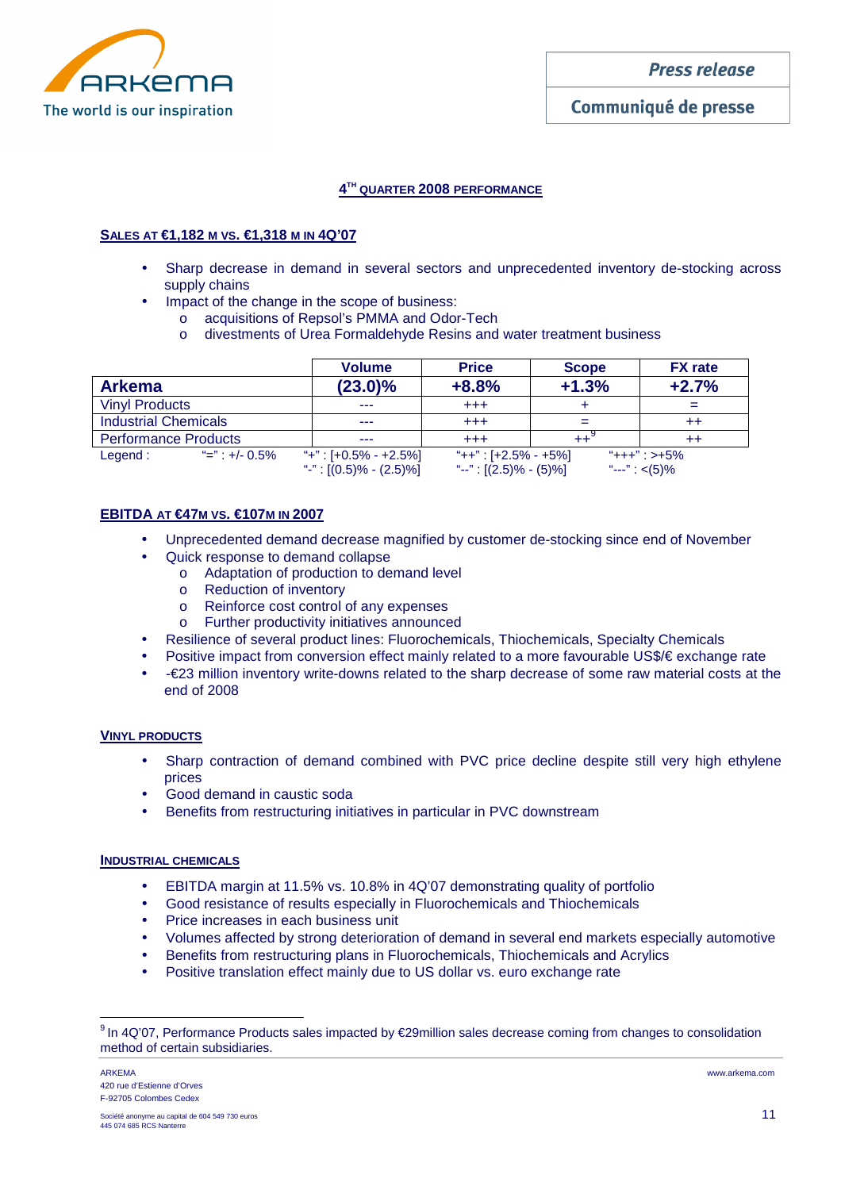# 4[TH] QUARTER 2008 PERFORMANCE

## SALES AT €1,182 M VS. €1,318 M IN 4Q'07

- Sharp decrease in demand in several sectors and unprecedented inventory de-stocking across supply chains
- Impact of the change in the scope of business:
  - acquisitions of Repsol's PMMA and Odor-Tech
  - divestments of Urea Formaldehyde Resins and water treatment business

| | Volume | Price | Scope | FX rate |
|---|---|---|---|---|
| **Arkema** | **(23.0)%** | **+8.8%** | **+1.3%** | **+2.7%** |
| Vinyl Products | --- | +++ | + | = |
| Industrial Chemicals | --- | +++ | = | ++ |
| Performance Products | --- | +++ | ++[9] | ++ |

Legend : "=" : +/- 0.5% "+" : [+0.5% - +2.5%] "-" : [(0.5)% - (2.5)%] "++" : [+2.5% - +5%] "--" : [(2.5)% - (5)%] "+++" : >+5% "---" : <(5)%

## EBITDA AT €47M VS. €107M IN 2007

- Unprecedented demand decrease magnified by customer de-stocking since end of November
- Quick response to demand collapse
  - Adaptation of production to demand level
  - Reduction of inventory
  - Reinforce cost control of any expenses
  - Further productivity initiatives announced
- Resilience of several product lines: Fluorochemicals, Thiochemicals, Specialty Chemicals
- Positive impact from conversion effect mainly related to a more favourable US$/€ exchange rate
- -€23 million inventory write-downs related to the sharp decrease of some raw material costs at the end of 2008

## VINYL PRODUCTS

- Sharp contraction of demand combined with PVC price decline despite still very high ethylene prices
- Good demand in caustic soda
- Benefits from restructuring initiatives in particular in PVC downstream

## INDUSTRIAL CHEMICALS

- EBITDA margin at 11.5% vs. 10.8% in 4Q'07 demonstrating quality of portfolio
- Good resistance of results especially in Fluorochemicals and Thiochemicals
- Price increases in each business unit
- Volumes affected by strong deterioration of demand in several end markets especially automotive
- Benefits from restructuring plans in Fluorochemicals, Thiochemicals and Acrylics
- Positive translation effect mainly due to US dollar vs. euro exchange rate

---

[9] In 4Q'07, Performance Products sales impacted by €29million sales decrease coming from changes to consolidation method of certain subsidiaries.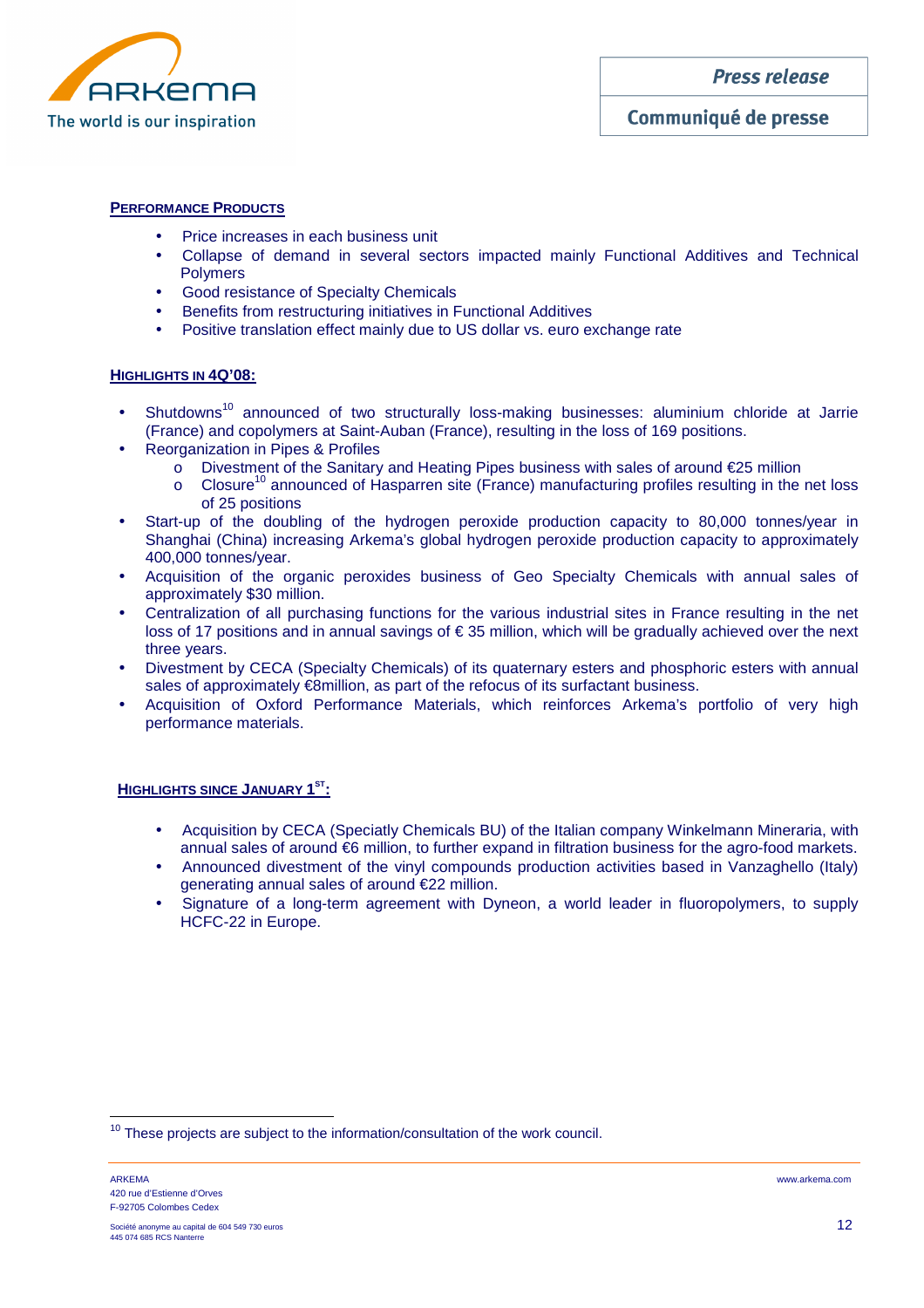## PERFORMANCE PRODUCTS

- Price increases in each business unit
- Collapse of demand in several sectors impacted mainly Functional Additives and Technical Polymers
- Good resistance of Specialty Chemicals
- Benefits from restructuring initiatives in Functional Additives
- Positive translation effect mainly due to US dollar vs. euro exchange rate

### HIGHLIGHTS IN 4Q'08:

- Shutdowns[10] announced of two structurally loss-making businesses: aluminium chloride at Jarrie (France) and copolymers at Saint-Auban (France), resulting in the loss of 169 positions.
- Reorganization in Pipes & Profiles
  - Divestment of the Sanitary and Heating Pipes business with sales of around €25 million
  - Closure[10] announced of Hasparren site (France) manufacturing profiles resulting in the net loss of 25 positions
- Start-up of the doubling of the hydrogen peroxide production capacity to 80,000 tonnes/year in Shanghai (China) increasing Arkema's global hydrogen peroxide production capacity to approximately 400,000 tonnes/year.
- Acquisition of the organic peroxides business of Geo Specialty Chemicals with annual sales of approximately $30 million.
- Centralization of all purchasing functions for the various industrial sites in France resulting in the net loss of 17 positions and in annual savings of € 35 million, which will be gradually achieved over the next three years.
- Divestment by CECA (Specialty Chemicals) of its quaternary esters and phosphoric esters with annual sales of approximately €8million, as part of the refocus of its surfactant business.
- Acquisition of Oxford Performance Materials, which reinforces Arkema's portfolio of very high performance materials.

### HIGHLIGHTS SINCE JANUARY 1ST:

- Acquisition by CECA (Speciatly Chemicals BU) of the Italian company Winkelmann Mineraria, with annual sales of around €6 million, to further expand in filtration business for the agro-food markets.
- Announced divestment of the vinyl compounds production activities based in Vanzaghello (Italy) generating annual sales of around €22 million.
- Signature of a long-term agreement with Dyneon, a world leader in fluoropolymers, to supply HCFC-22 in Europe.

[10] These projects are subject to the information/consultation of the work council.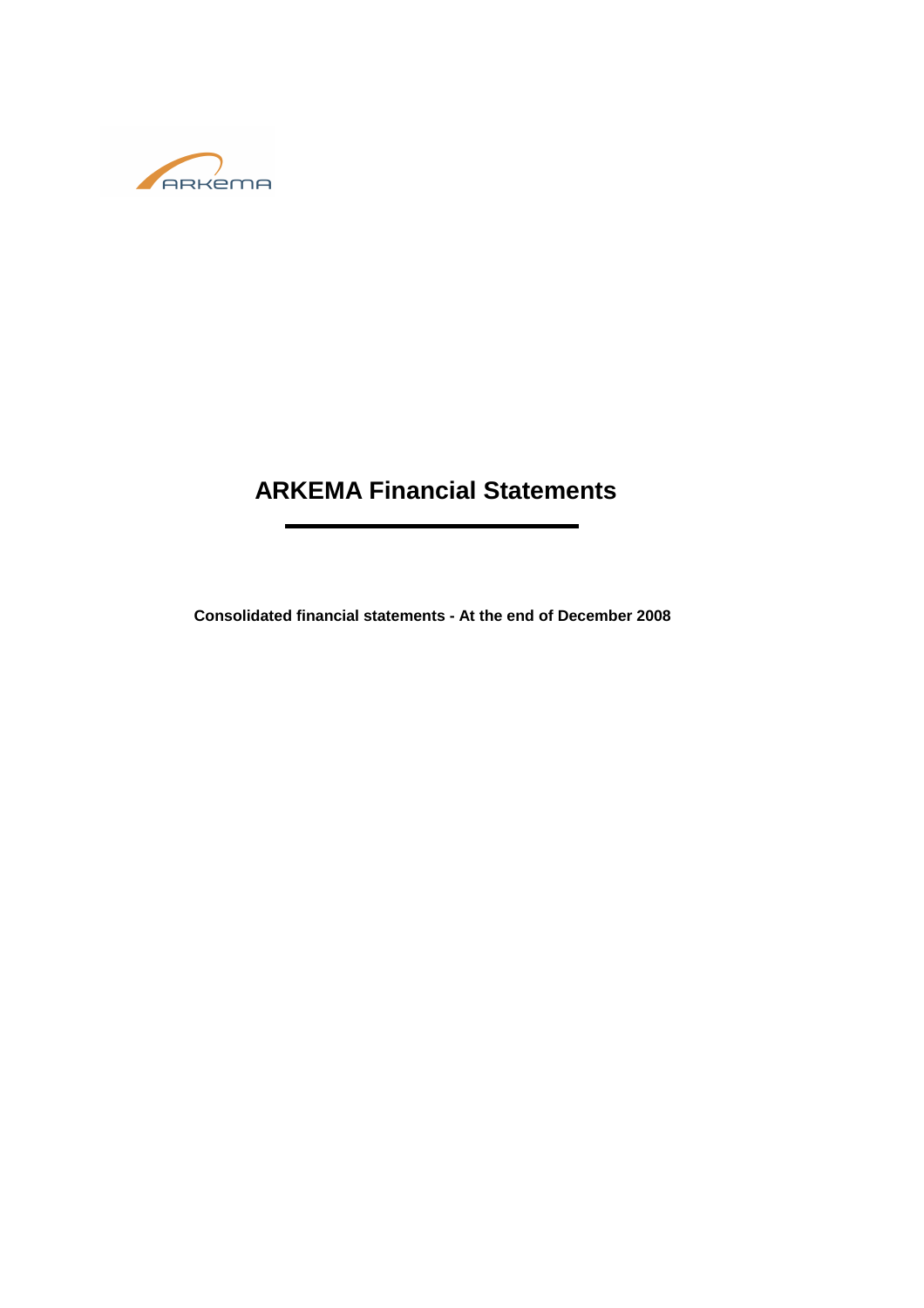# ARKEMA Financial Statements

**Consolidated financial statements - At the end of December 2008**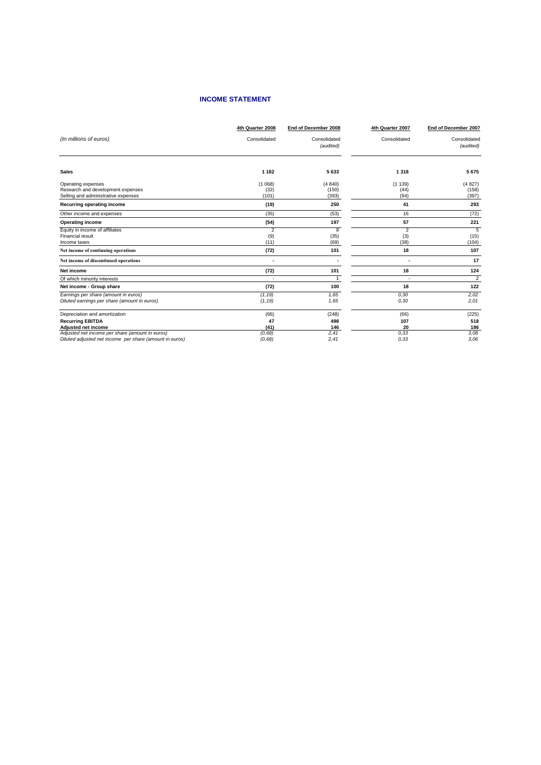## INCOME STATEMENT

| *(In millions of euros)* | 4th Quarter 2008<br>Consolidated | End of December 2008<br>Consolidated *(audited)* | 4th Quarter 2007<br>Consolidated | End of December 2007<br>Consolidated *(audited)* |
|---|---|---|---|---|
| **Sales** | **1 182** | **5 633** | **1 318** | **5 675** |
| Operating expenses | (1 068) | (4 840) | (1 139) | (4 827) |
| Research and development expenses | (32) | (150) | (44) | (158) |
| Selling and administrative expenses | (101) | (393) | (94) | (397) |
| **Recurring operating income** | **(19)** | **250** | **41** | **293** |
| Other income and expenses | (35) | (53) | 16 | (72) |
| **Operating income** | **(54)** | **197** | **57** | **221** |
| Equity in income of affiliates | 2 | 8 | 2 | 5 |
| Financial result | (9) | (35) | (3) | (15) |
| Income taxes | (11) | (69) | (38) | (104) |
| **Net income of continuing operations** | **(72)** | **101** | **18** | **107** |
| **Net income of discontinued operations** | **-** | **-** | **-** | **17** |
| **Net income** | **(72)** | **101** | **18** | **124** |
| Of which minority interests | - | 1 | - | 2 |
| **Net income - Group share** | **(72)** | **100** | **18** | **122** |
| *Earnings per share (amount in euros)* | *(1,19)* | *1,65* | *0,30* | *2,02* |
| *Diluted earnings per share (amount in euros)* | *(1,19)* | *1,65* | *0,30* | *2,01* |
| Depreciation and amortization | (66) | (248) | (66) | (225) |
| **Recurring EBITDA** | **47** | **498** | **107** | **518** |
| **Adjusted net income** | **(41)** | **146** | **20** | **186** |
| *Adjusted net income per share (amount in euros)* | *(0,68)* | *2,41* | *0,33* | *3,08* |
| *Diluted adjusted net income per share (amount in euros)* | *(0,68)* | *2,41* | *0,33* | *3,06* |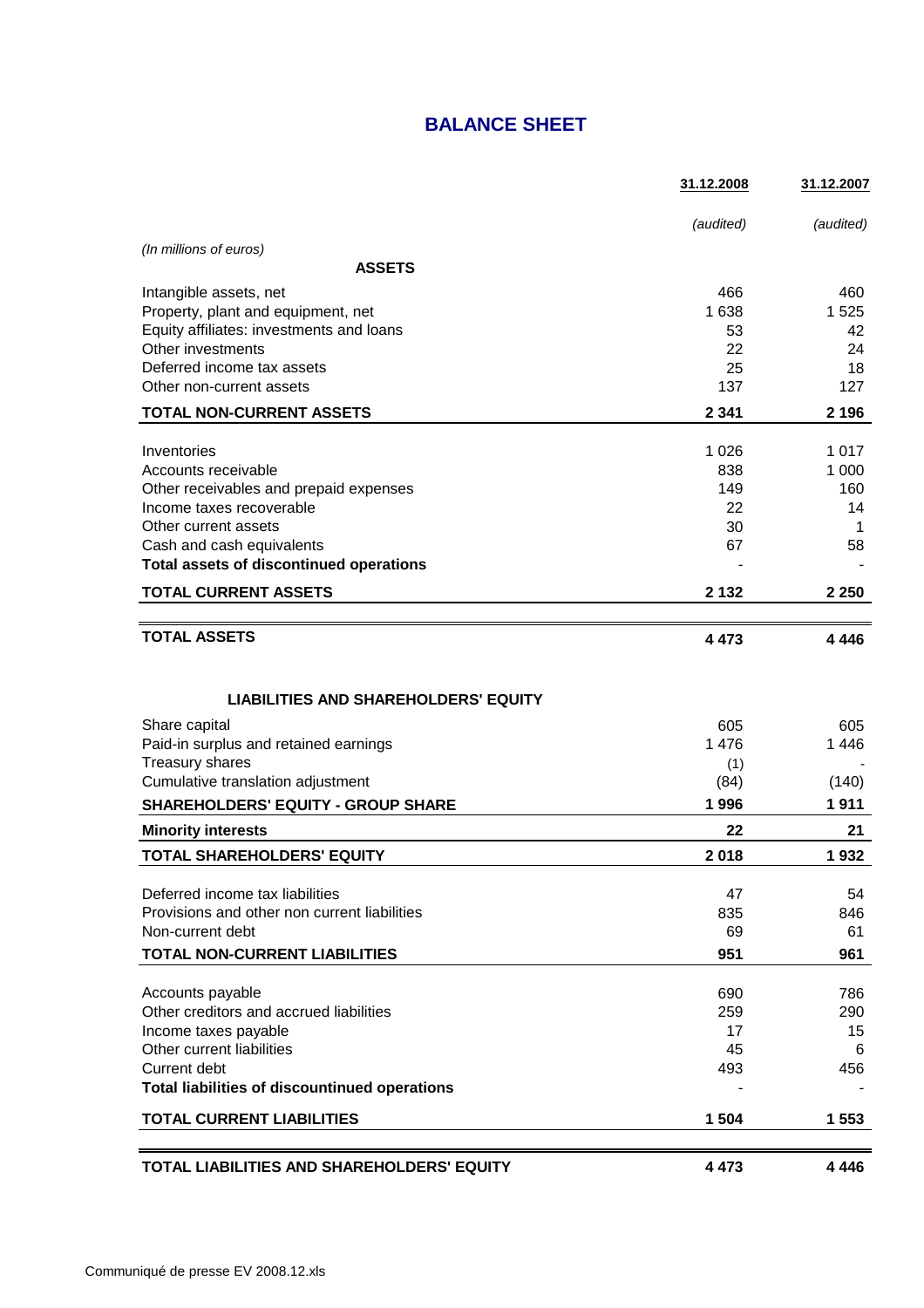# BALANCE SHEET

| | 31.12.2008 | 31.12.2007 |
|---|---|---|
| | *(audited)* | *(audited)* |
| *(In millions of euros)* | | |
| **ASSETS** | | |
| Intangible assets, net | 466 | 460 |
| Property, plant and equipment, net | 1 638 | 1 525 |
| Equity affiliates: investments and loans | 53 | 42 |
| Other investments | 22 | 24 |
| Deferred income tax assets | 25 | 18 |
| Other non-current assets | 137 | 127 |
| **TOTAL NON-CURRENT ASSETS** | **2 341** | **2 196** |
| Inventories | 1 026 | 1 017 |
| Accounts receivable | 838 | 1 000 |
| Other receivables and prepaid expenses | 149 | 160 |
| Income taxes recoverable | 22 | 14 |
| Other current assets | 30 | 1 |
| Cash and cash equivalents | 67 | 58 |
| **Total assets of discontinued operations** | - | - |
| **TOTAL CURRENT ASSETS** | **2 132** | **2 250** |
| **TOTAL ASSETS** | **4 473** | **4 446** |
| **LIABILITIES AND SHAREHOLDERS' EQUITY** | | |
| Share capital | 605 | 605 |
| Paid-in surplus and retained earnings | 1 476 | 1 446 |
| Treasury shares | (1) | - |
| Cumulative translation adjustment | (84) | (140) |
| **SHAREHOLDERS' EQUITY - GROUP SHARE** | **1 996** | **1 911** |
| **Minority interests** | **22** | **21** |
| **TOTAL SHAREHOLDERS' EQUITY** | **2 018** | **1 932** |
| Deferred income tax liabilities | 47 | 54 |
| Provisions and other non current liabilities | 835 | 846 |
| Non-current debt | 69 | 61 |
| **TOTAL NON-CURRENT LIABILITIES** | **951** | **961** |
| Accounts payable | 690 | 786 |
| Other creditors and accrued liabilities | 259 | 290 |
| Income taxes payable | 17 | 15 |
| Other current liabilities | 45 | 6 |
| Current debt | 493 | 456 |
| **Total liabilities of discountinued operations** | - | - |
| **TOTAL CURRENT LIABILITIES** | **1 504** | **1 553** |
| **TOTAL LIABILITIES AND SHAREHOLDERS' EQUITY** | **4 473** | **4 446** |

Communiqué de presse EV 2008.12.xls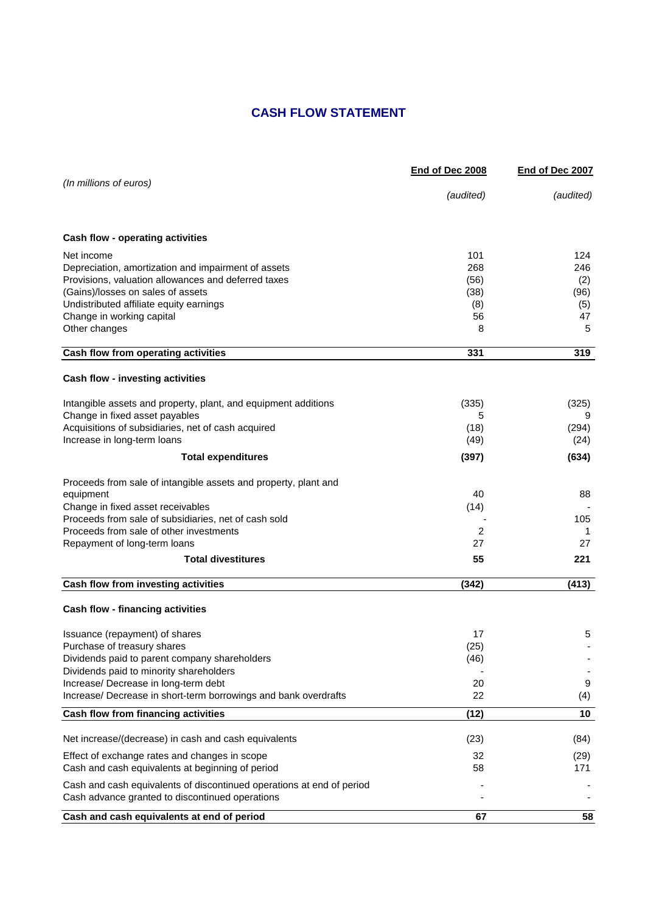# CASH FLOW STATEMENT

| *(In millions of euros)* | End of Dec 2008 *(audited)* | End of Dec 2007 *(audited)* |
|---|---|---|
| **Cash flow - operating activities** | | |
| Net income | 101 | 124 |
| Depreciation, amortization and impairment of assets | 268 | 246 |
| Provisions, valuation allowances and deferred taxes | (56) | (2) |
| (Gains)/losses on sales of assets | (38) | (96) |
| Undistributed affiliate equity earnings | (8) | (5) |
| Change in working capital | 56 | 47 |
| Other changes | 8 | 5 |
| **Cash flow from operating activities** | **331** | **319** |
| **Cash flow - investing activities** | | |
| Intangible assets and property, plant, and equipment additions | (335) | (325) |
| Change in fixed asset payables | 5 | 9 |
| Acquisitions of subsidiaries, net of cash acquired | (18) | (294) |
| Increase in long-term loans | (49) | (24) |
| **Total expenditures** | **(397)** | **(634)** |
| Proceeds from sale of intangible assets and property, plant and equipment | 40 | 88 |
| Change in fixed asset receivables | (14) | - |
| Proceeds from sale of subsidiaries, net of cash sold | - | 105 |
| Proceeds from sale of other investments | 2 | 1 |
| Repayment of long-term loans | 27 | 27 |
| **Total divestitures** | **55** | **221** |
| **Cash flow from investing activities** | **(342)** | **(413)** |
| **Cash flow - financing activities** | | |
| Issuance (repayment) of shares | 17 | 5 |
| Purchase of treasury shares | (25) | - |
| Dividends paid to parent company shareholders | (46) | - |
| Dividends paid to minority shareholders | - | - |
| Increase/ Decrease in long-term debt | 20 | 9 |
| Increase/ Decrease in short-term borrowings and bank overdrafts | 22 | (4) |
| **Cash flow from financing activities** | **(12)** | **10** |
| Net increase/(decrease) in cash and cash equivalents | (23) | (84) |
| Effect of exchange rates and changes in scope | 32 | (29) |
| Cash and cash equivalents at beginning of period | 58 | 171 |
| Cash and cash equivalents of discontinued operations at end of period | - | - |
| Cash advance granted to discontinued operations | - | - |
| **Cash and cash equivalents at end of period** | **67** | **58** |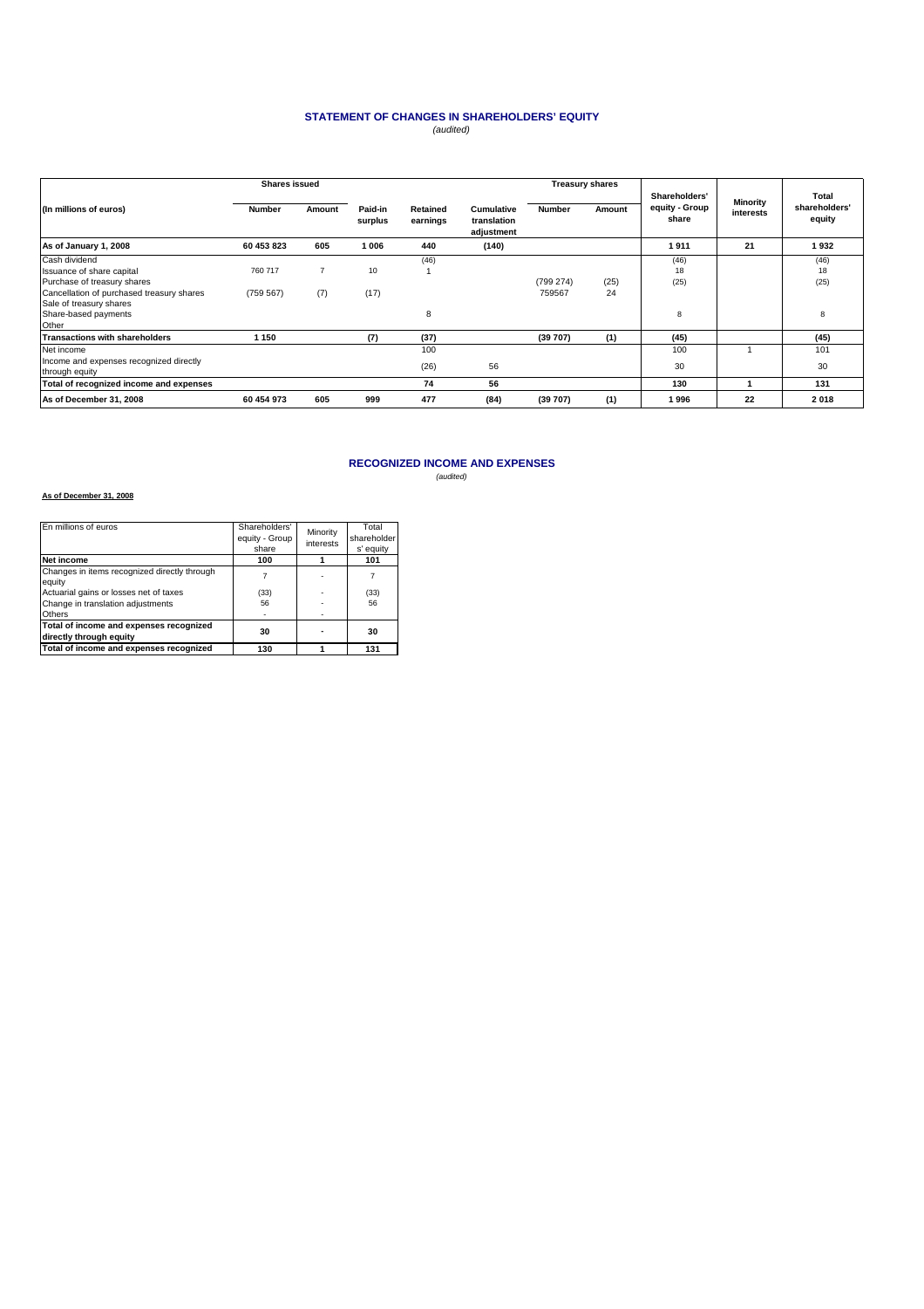## STATEMENT OF CHANGES IN SHAREHOLDERS' EQUITY

*(audited)*

| (In millions of euros) | Shares issued | | Paid-in surplus | Retained earnings | Cumulative translation adjustment | Treasury shares | | Shareholders' equity - Group share | Minority interests | Total shareholders' equity |
|---|---|---|---|---|---|---|---|---|---|---|
| | Number | Amount | | | | Number | Amount | | | |
| **As of January 1, 2008** | **60 453 823** | **605** | **1 006** | **440** | **(140)** | | | **1 911** | **21** | **1 932** |
| Cash dividend | | | | (46) | | | | (46) | | (46) |
| Issuance of share capital | 760 717 | 7 | 10 | 1 | | | | 18 | | 18 |
| Purchase of treasury shares | | | | | | (799 274) | (25) | (25) | | (25) |
| Cancellation of purchased treasury shares | (759 567) | (7) | (17) | | | 759567 | 24 | | | |
| Sale of treasury shares | | | | | | | | | | |
| Share-based payments | | | | 8 | | | | 8 | | 8 |
| Other | | | | | | | | | | |
| **Transactions with shareholders** | **1 150** | | **(7)** | **(37)** | | **(39 707)** | **(1)** | **(45)** | | **(45)** |
| Net income | | | | 100 | | | | 100 | 1 | 101 |
| Income and expenses recognized directly through equity | | | | (26) | 56 | | | 30 | | 30 |
| **Total of recognized income and expenses** | | | | **74** | **56** | | | **130** | **1** | **131** |
| **As of December 31, 2008** | **60 454 973** | **605** | **999** | **477** | **(84)** | **(39 707)** | **(1)** | **1 996** | **22** | **2 018** |

## RECOGNIZED INCOME AND EXPENSES

*(audited)*

**As of December 31, 2008**

| En millions of euros | Shareholders' equity - Group share | Minority interests | Total shareholders' equity |
|---|---|---|---|
| **Net income** | **100** | **1** | **101** |
| Changes in items recognized directly through equity | 7 | - | 7 |
| Actuarial gains or losses net of taxes | (33) | - | (33) |
| Change in translation adjustments | 56 | - | 56 |
| Others | - | - | |
| **Total of income and expenses recognized directly through equity** | **30** | **-** | **30** |
| **Total of income and expenses recognized** | **130** | **1** | **131** |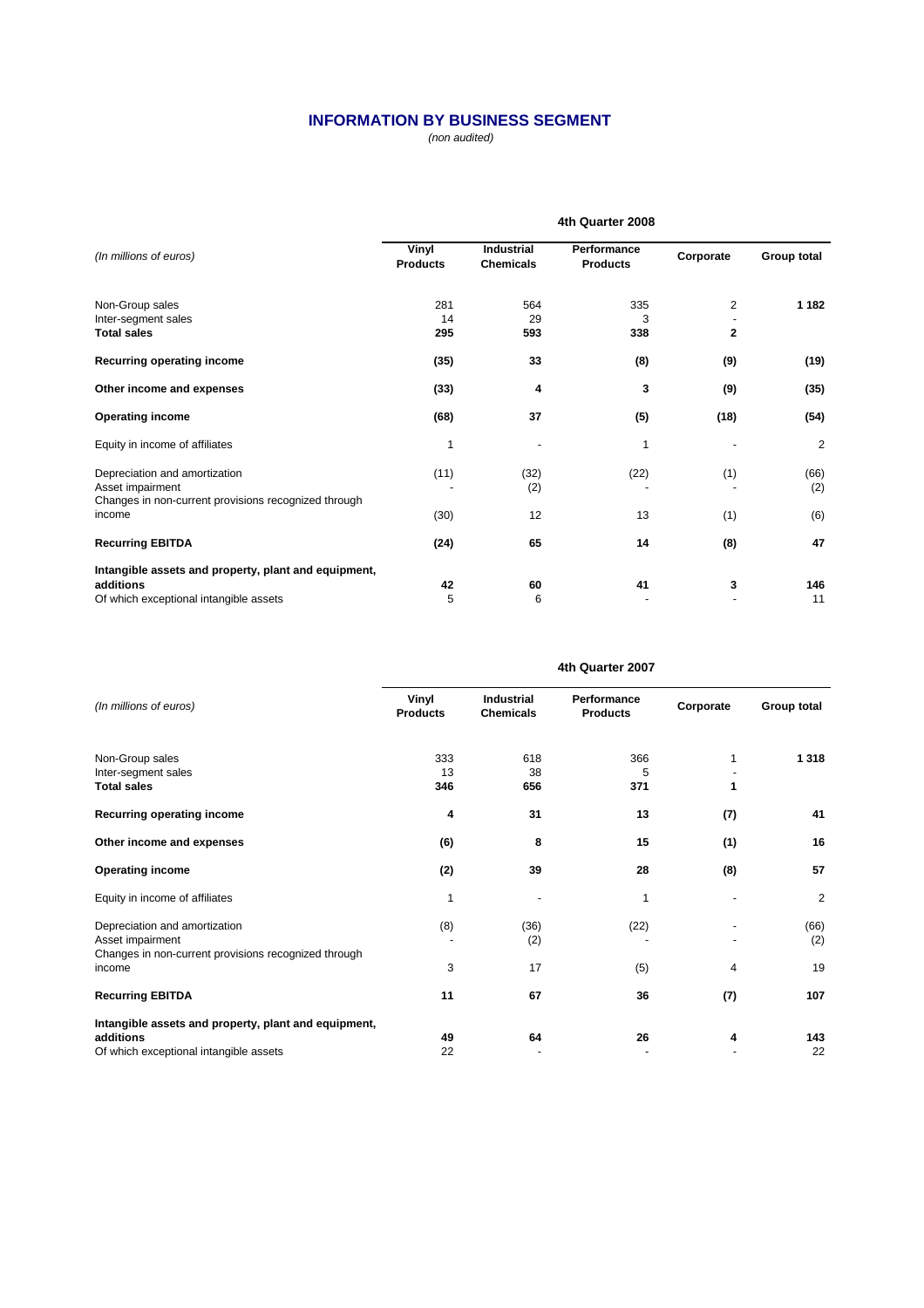## INFORMATION BY BUSINESS SEGMENT

*(non audited)*

| *(In millions of euros)* | 4th Quarter 2008 | | | | |
|---|---|---|---|---|---|
| | **Vinyl Products** | **Industrial Chemicals** | **Performance Products** | **Corporate** | **Group total** |
| Non-Group sales | 281 | 564 | 335 | 2 | **1 182** |
| Inter-segment sales | 14 | 29 | 3 | - | |
| **Total sales** | **295** | **593** | **338** | **2** | |
| **Recurring operating income** | **(35)** | **33** | **(8)** | **(9)** | **(19)** |
| **Other income and expenses** | **(33)** | **4** | **3** | **(9)** | **(35)** |
| **Operating income** | **(68)** | **37** | **(5)** | **(18)** | **(54)** |
| Equity in income of affiliates | 1 | - | 1 | - | 2 |
| Depreciation and amortization | (11) | (32) | (22) | (1) | (66) |
| Asset impairment | - | (2) | - | - | (2) |
| Changes in non-current provisions recognized through income | (30) | 12 | 13 | (1) | (6) |
| **Recurring EBITDA** | **(24)** | **65** | **14** | **(8)** | **47** |
| **Intangible assets and property, plant and equipment, additions** | **42** | **60** | **41** | **3** | **146** |
| Of which exceptional intangible assets | 5 | 6 | - | - | 11 |

| *(In millions of euros)* | 4th Quarter 2007 | | | | |
|---|---|---|---|---|---|
| | **Vinyl Products** | **Industrial Chemicals** | **Performance Products** | **Corporate** | **Group total** |
| Non-Group sales | 333 | 618 | 366 | 1 | **1 318** |
| Inter-segment sales | 13 | 38 | 5 | - | |
| **Total sales** | **346** | **656** | **371** | **1** | |
| **Recurring operating income** | **4** | **31** | **13** | **(7)** | **41** |
| **Other income and expenses** | **(6)** | **8** | **15** | **(1)** | **16** |
| **Operating income** | **(2)** | **39** | **28** | **(8)** | **57** |
| Equity in income of affiliates | 1 | - | 1 | - | 2 |
| Depreciation and amortization | (8) | (36) | (22) | - | (66) |
| Asset impairment | - | (2) | - | - | (2) |
| Changes in non-current provisions recognized through income | 3 | 17 | (5) | 4 | 19 |
| **Recurring EBITDA** | **11** | **67** | **36** | **(7)** | **107** |
| **Intangible assets and property, plant and equipment, additions** | **49** | **64** | **26** | **4** | **143** |
| Of which exceptional intangible assets | 22 | - | - | - | 22 |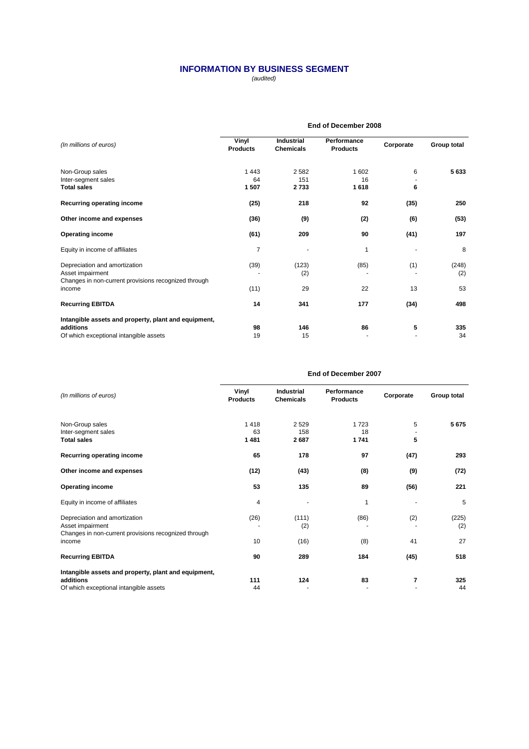# INFORMATION BY BUSINESS SEGMENT

*(audited)*

| *(In millions of euros)* | End of December 2008 | | | | |
|---|---|---|---|---|---|
| | **Vinyl Products** | **Industrial Chemicals** | **Performance Products** | **Corporate** | **Group total** |
| Non-Group sales | 1 443 | 2 582 | 1 602 | 6 | **5 633** |
| Inter-segment sales | 64 | 151 | 16 | - | |
| **Total sales** | **1 507** | **2 733** | **1 618** | **6** | |
| **Recurring operating income** | **(25)** | **218** | **92** | **(35)** | **250** |
| **Other income and expenses** | **(36)** | **(9)** | **(2)** | **(6)** | **(53)** |
| **Operating income** | **(61)** | **209** | **90** | **(41)** | **197** |
| Equity in income of affiliates | 7 | - | 1 | - | 8 |
| Depreciation and amortization | (39) | (123) | (85) | (1) | (248) |
| Asset impairment | - | (2) | - | - | (2) |
| Changes in non-current provisions recognized through income | (11) | 29 | 22 | 13 | 53 |
| **Recurring EBITDA** | **14** | **341** | **177** | **(34)** | **498** |
| **Intangible assets and property, plant and equipment, additions** | **98** | **146** | **86** | **5** | **335** |
| Of which exceptional intangible assets | 19 | 15 | - | - | 34 |

| *(In millions of euros)* | End of December 2007 | | | | |
|---|---|---|---|---|---|
| | **Vinyl Products** | **Industrial Chemicals** | **Performance Products** | **Corporate** | **Group total** |
| Non-Group sales | 1 418 | 2 529 | 1 723 | 5 | **5 675** |
| Inter-segment sales | 63 | 158 | 18 | - | |
| **Total sales** | **1 481** | **2 687** | **1 741** | **5** | |
| **Recurring operating income** | **65** | **178** | **97** | **(47)** | **293** |
| **Other income and expenses** | **(12)** | **(43)** | **(8)** | **(9)** | **(72)** |
| **Operating income** | **53** | **135** | **89** | **(56)** | **221** |
| Equity in income of affiliates | 4 | - | 1 | - | 5 |
| Depreciation and amortization | (26) | (111) | (86) | (2) | (225) |
| Asset impairment | - | (2) | - | - | (2) |
| Changes in non-current provisions recognized through income | 10 | (16) | (8) | 41 | 27 |
| **Recurring EBITDA** | **90** | **289** | **184** | **(45)** | **518** |
| **Intangible assets and property, plant and equipment, additions** | **111** | **124** | **83** | **7** | **325** |
| Of which exceptional intangible assets | 44 | - | - | - | 44 |